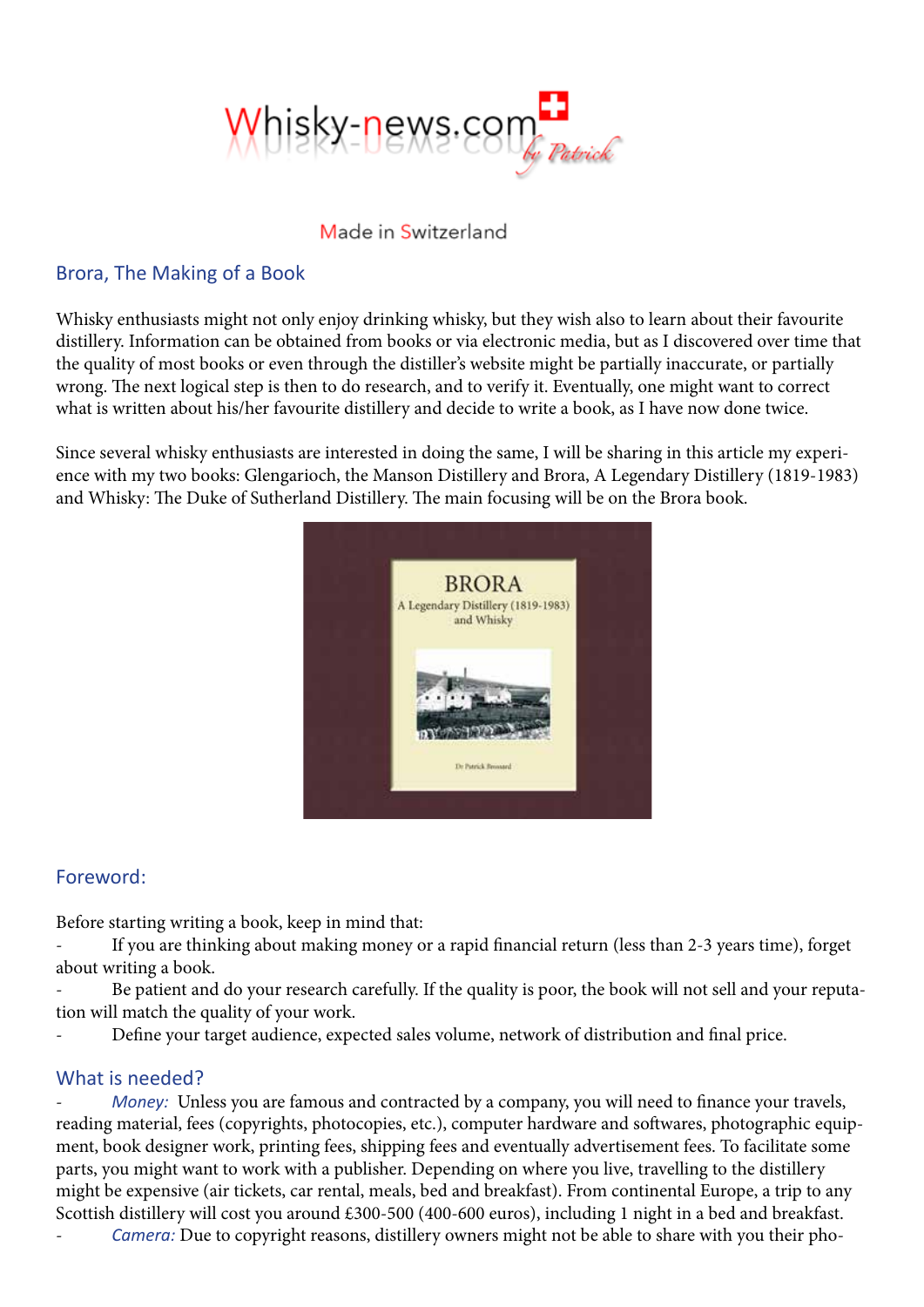Whisky-news.com by Patrick

Made in Switzerland

## Brora, The Making of a Book

Whisky enthusiasts might not only enjoy drinking whisky, but they wish also to learn about their favourite distillery. Information can be obtained from books or via electronic media, but as I discovered over time that the quality of most books or even through the distiller's website might be partially inaccurate, or partially wrong. The next logical step is then to do research, and to verify it. Eventually, one might want to correct what is written about his/her favourite distillery and decide to write a book, as I have now done twice.

Since several whisky enthusiasts are interested in doing the same, I will be sharing in this article my experience with my two books: Glengarioch, the Manson Distillery and Brora, A Legendary Distillery (1819-1983) and Whisky: The Duke of Sutherland Distillery. The main focusing will be on the Brora book.

## Foreword:

Before starting writing a book, keep in mind that:

- If you are thinking about making money or a rapid financial return (less than 2-3 years time), forget about writing a book.
- Be patient and do your research carefully. If the quality is poor, the book will not sell and your reputation will match the quality of your work.
- Define your target audience, expected sales volume, network of distribution and final price.

## What is needed?

- *Money:* Unless you are famous and contracted by a company, you will need to finance your travels, reading material, fees (copyrights, photocopies, etc.), computer hardware and softwares, photographic equipment, book designer work, printing fees, shipping fees and eventually advertisement fees. To facilitate some parts, you might want to work with a publisher. Depending on where you live, travelling to the distillery might be expensive (air tickets, car rental, meals, bed and breakfast). From continental Europe, a trip to any Scottish distillery will cost you around £300-500 (400-600 euros), including 1 night in a bed and breakfast.
- *Camera:* Due to copyright reasons, distillery owners might not be able to share with you their pho-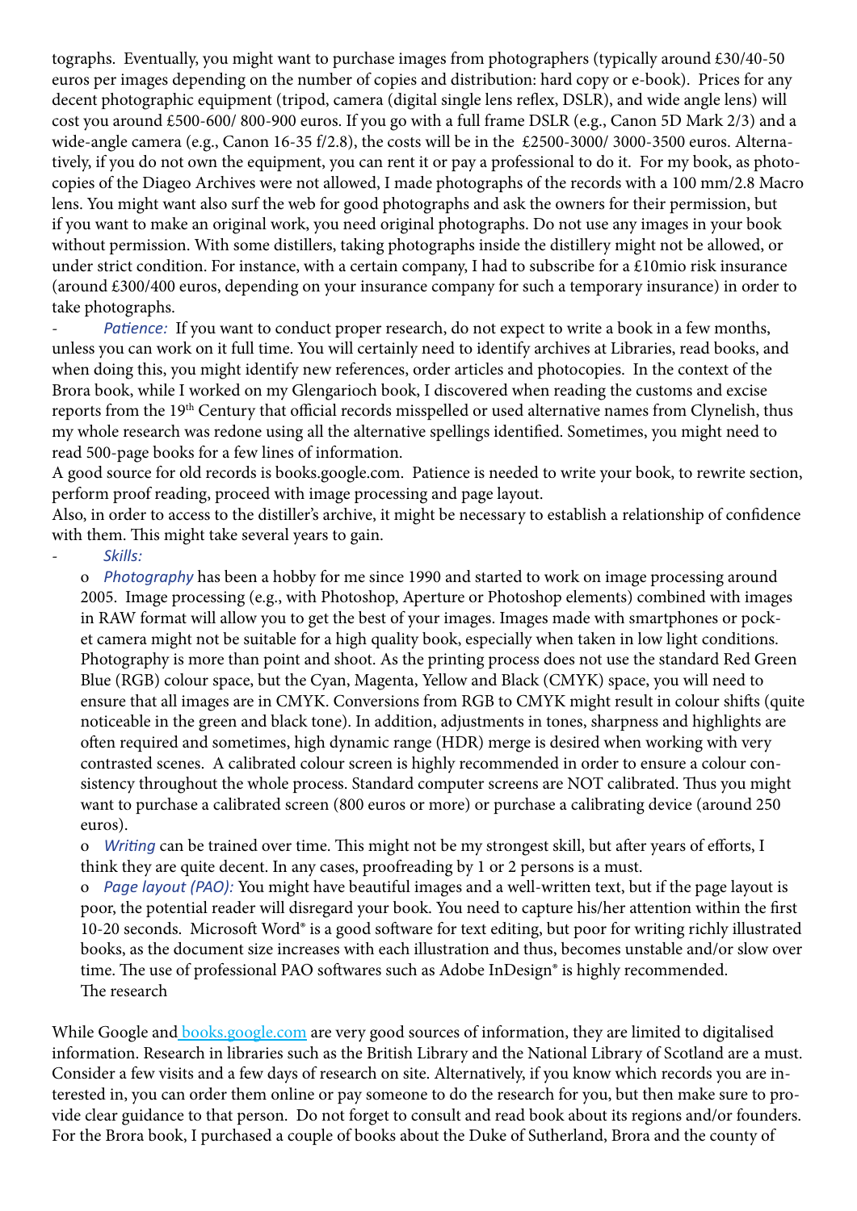tographs. Eventually, you might want to purchase images from photographers (typically around £30/40-50 euros per images depending on the number of copies and distribution: hard copy or e-book). Prices for any decent photographic equipment (tripod, camera (digital single lens reflex, DSLR), and wide angle lens) will cost you around £500-600/ 800-900 euros. If you go with a full frame DSLR (e.g., Canon 5D Mark 2/3) and a wide-angle camera (e.g., Canon 16-35 f/2.8), the costs will be in the £2500-3000/ 3000-3500 euros. Alternatively, if you do not own the equipment, you can rent it or pay a professional to do it. For my book, as photocopies of the Diageo Archives were not allowed, I made photographs of the records with a 100 mm/2.8 Macro lens. You might want also surf the web for good photographs and ask the owners for their permission, but if you want to make an original work, you need original photographs. Do not use any images in your book without permission. With some distillers, taking photographs inside the distillery might not be allowed, or under strict condition. For instance, with a certain company, I had to subscribe for a £10mio risk insurance (around £300/400 euros, depending on your insurance company for such a temporary insurance) in order to take photographs.

- *Patience:* If you want to conduct proper research, do not expect to write a book in a few months, unless you can work on it full time. You will certainly need to identify archives at Libraries, read books, and when doing this, you might identify new references, order articles and photocopies. In the context of the Brora book, while I worked on my Glengarioch book, I discovered when reading the customs and excise reports from the 19th Century that official records misspelled or used alternative names from Clynelish, thus my whole research was redone using all the alternative spellings identified. Sometimes, you might need to read 500-page books for a few lines of information.

A good source for old records is books.google.com. Patience is needed to write your book, to rewrite section, perform proof reading, proceed with image processing and page layout.

Also, in order to access to the distiller's archive, it might be necessary to establish a relationship of confidence with them. This might take several years to gain.

- *Skills:*
  - *Photography* has been a hobby for me since 1990 and started to work on image processing around 2005. Image processing (e.g., with Photoshop, Aperture or Photoshop elements) combined with images in RAW format will allow you to get the best of your images. Images made with smartphones or pocket camera might not be suitable for a high quality book, especially when taken in low light conditions. Photography is more than point and shoot. As the printing process does not use the standard Red Green Blue (RGB) colour space, but the Cyan, Magenta, Yellow and Black (CMYK) space, you will need to ensure that all images are in CMYK. Conversions from RGB to CMYK might result in colour shifts (quite noticeable in the green and black tone). In addition, adjustments in tones, sharpness and highlights are often required and sometimes, high dynamic range (HDR) merge is desired when working with very contrasted scenes. A calibrated colour screen is highly recommended in order to ensure a colour consistency throughout the whole process. Standard computer screens are NOT calibrated. Thus you might want to purchase a calibrated screen (800 euros or more) or purchase a calibrating device (around 250 euros).
  - *Writing* can be trained over time. This might not be my strongest skill, but after years of efforts, I think they are quite decent. In any cases, proofreading by 1 or 2 persons is a must.
  - *Page layout (PAO):* You might have beautiful images and a well-written text, but if the page layout is poor, the potential reader will disregard your book. You need to capture his/her attention within the first 10-20 seconds. Microsoft Word® is a good software for text editing, but poor for writing richly illustrated books, as the document size increases with each illustration and thus, becomes unstable and/or slow over time. The use of professional PAO softwares such as Adobe InDesign® is highly recommended.

The research

While Google and books.google.com are very good sources of information, they are limited to digitalised information. Research in libraries such as the British Library and the National Library of Scotland are a must. Consider a few visits and a few days of research on site. Alternatively, if you know which records you are interested in, you can order them online or pay someone to do the research for you, but then make sure to provide clear guidance to that person. Do not forget to consult and read book about its regions and/or founders. For the Brora book, I purchased a couple of books about the Duke of Sutherland, Brora and the county of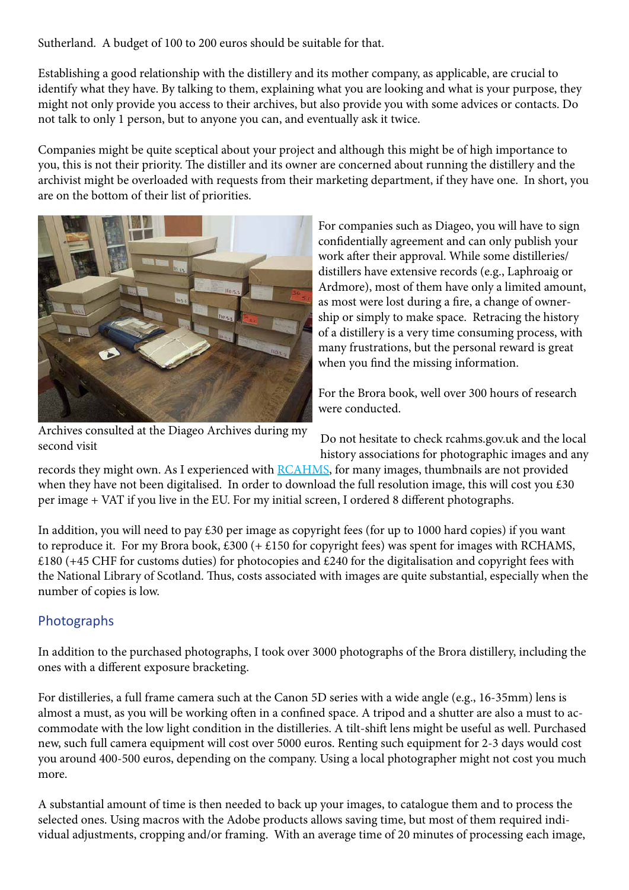Sutherland. A budget of 100 to 200 euros should be suitable for that.

Establishing a good relationship with the distillery and its mother company, as applicable, are crucial to identify what they have. By talking to them, explaining what you are looking and what is your purpose, they might not only provide you access to their archives, but also provide you with some advices or contacts. Do not talk to only 1 person, but to anyone you can, and eventually ask it twice.

Companies might be quite sceptical about your project and although this might be of high importance to you, this is not their priority. The distiller and its owner are concerned about running the distillery and the archivist might be overloaded with requests from their marketing department, if they have one. In short, you are on the bottom of their list of priorities.

Archives consulted at the Diageo Archives during my second visit

For companies such as Diageo, you will have to sign confidentially agreement and can only publish your work after their approval. While some distilleries/distillers have extensive records (e.g., Laphroaig or Ardmore), most of them have only a limited amount, as most were lost during a fire, a change of ownership or simply to make space. Retracing the history of a distillery is a very time consuming process, with many frustrations, but the personal reward is great when you find the missing information.

For the Brora book, well over 300 hours of research were conducted.

Do not hesitate to check rcahms.gov.uk and the local history associations for photographic images and any records they might own. As I experienced with [RCAHMS](), for many images, thumbnails are not provided when they have not been digitalised. In order to download the full resolution image, this will cost you £30 per image + VAT if you live in the EU. For my initial screen, I ordered 8 different photographs.

In addition, you will need to pay £30 per image as copyright fees (for up to 1000 hard copies) if you want to reproduce it. For my Brora book, £300 (+ £150 for copyright fees) was spent for images with RCHAMS, £180 (+45 CHF for customs duties) for photocopies and £240 for the digitalisation and copyright fees with the National Library of Scotland. Thus, costs associated with images are quite substantial, especially when the number of copies is low.

## Photographs

In addition to the purchased photographs, I took over 3000 photographs of the Brora distillery, including the ones with a different exposure bracketing.

For distilleries, a full frame camera such at the Canon 5D series with a wide angle (e.g., 16-35mm) lens is almost a must, as you will be working often in a confined space. A tripod and a shutter are also a must to accommodate with the low light condition in the distilleries. A tilt-shift lens might be useful as well. Purchased new, such full camera equipment will cost over 5000 euros. Renting such equipment for 2-3 days would cost you around 400-500 euros, depending on the company. Using a local photographer might not cost you much more.

A substantial amount of time is then needed to back up your images, to catalogue them and to process the selected ones. Using macros with the Adobe products allows saving time, but most of them required individual adjustments, cropping and/or framing. With an average time of 20 minutes of processing each image,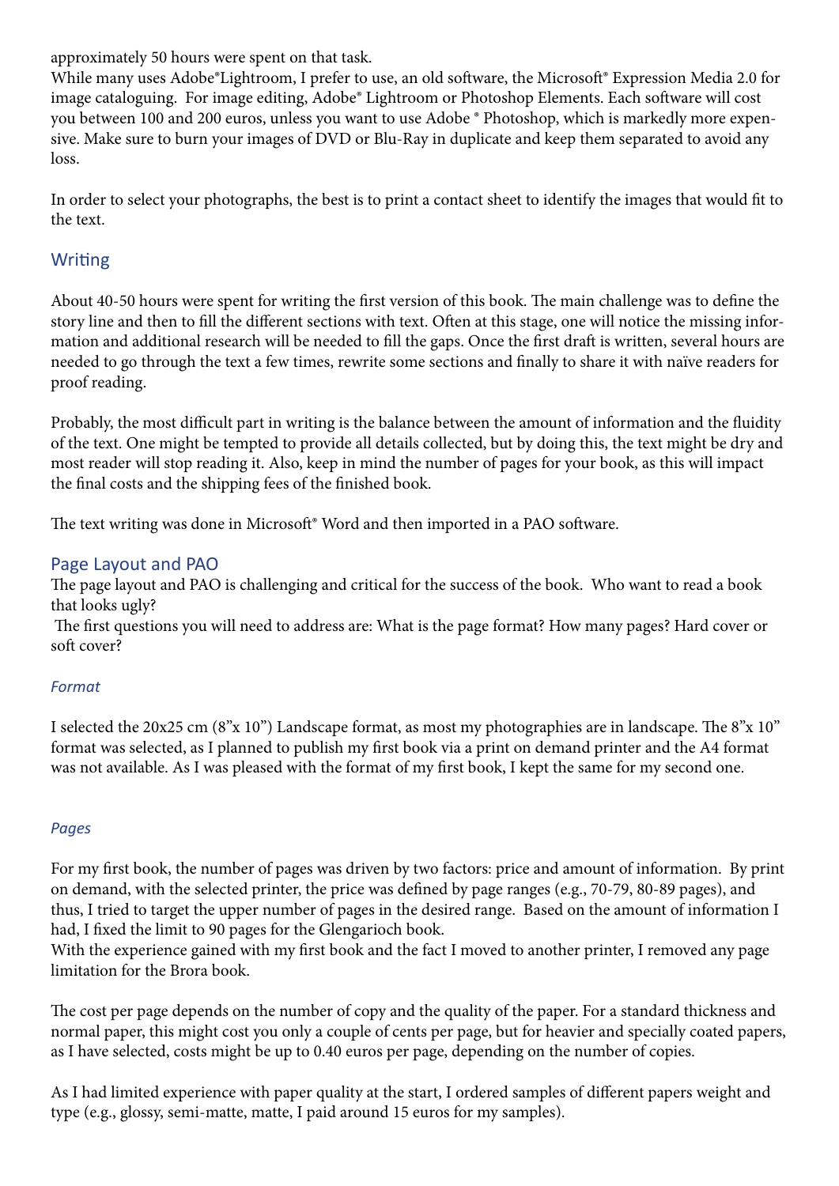approximately 50 hours were spent on that task.
While many uses Adobe®Lightroom, I prefer to use, an old software, the Microsoft® Expression Media 2.0 for image cataloguing. For image editing, Adobe® Lightroom or Photoshop Elements. Each software will cost you between 100 and 200 euros, unless you want to use Adobe ® Photoshop, which is markedly more expensive. Make sure to burn your images of DVD or Blu-Ray in duplicate and keep them separated to avoid any loss.

In order to select your photographs, the best is to print a contact sheet to identify the images that would fit to the text.

## Writing

About 40-50 hours were spent for writing the first version of this book. The main challenge was to define the story line and then to fill the different sections with text. Often at this stage, one will notice the missing information and additional research will be needed to fill the gaps. Once the first draft is written, several hours are needed to go through the text a few times, rewrite some sections and finally to share it with naïve readers for proof reading.

Probably, the most difficult part in writing is the balance between the amount of information and the fluidity of the text. One might be tempted to provide all details collected, but by doing this, the text might be dry and most reader will stop reading it. Also, keep in mind the number of pages for your book, as this will impact the final costs and the shipping fees of the finished book.

The text writing was done in Microsoft® Word and then imported in a PAO software.

## Page Layout and PAO

The page layout and PAO is challenging and critical for the success of the book. Who want to read a book that looks ugly?
The first questions you will need to address are: What is the page format? How many pages? Hard cover or soft cover?

### *Format*

I selected the 20x25 cm (8"x 10") Landscape format, as most my photographies are in landscape. The 8"x 10" format was selected, as I planned to publish my first book via a print on demand printer and the A4 format was not available. As I was pleased with the format of my first book, I kept the same for my second one.

### *Pages*

For my first book, the number of pages was driven by two factors: price and amount of information. By print on demand, with the selected printer, the price was defined by page ranges (e.g., 70-79, 80-89 pages), and thus, I tried to target the upper number of pages in the desired range. Based on the amount of information I had, I fixed the limit to 90 pages for the Glengarioch book.
With the experience gained with my first book and the fact I moved to another printer, I removed any page limitation for the Brora book.

The cost per page depends on the number of copy and the quality of the paper. For a standard thickness and normal paper, this might cost you only a couple of cents per page, but for heavier and specially coated papers, as I have selected, costs might be up to 0.40 euros per page, depending on the number of copies.

As I had limited experience with paper quality at the start, I ordered samples of different papers weight and type (e.g., glossy, semi-matte, matte, I paid around 15 euros for my samples).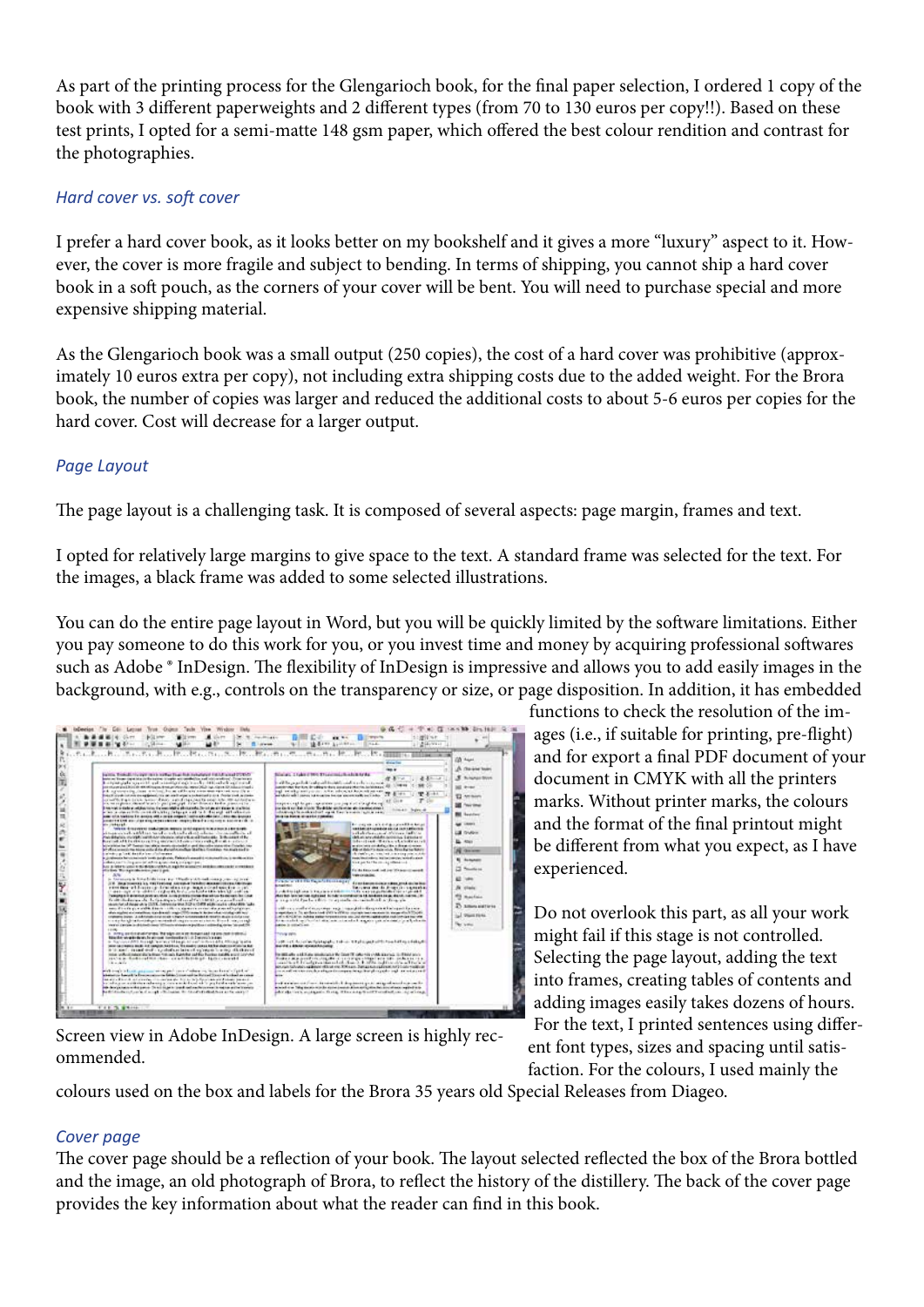As part of the printing process for the Glengarioch book, for the final paper selection, I ordered 1 copy of the book with 3 different paperweights and 2 different types (from 70 to 130 euros per copy!!). Based on these test prints, I opted for a semi-matte 148 gsm paper, which offered the best colour rendition and contrast for the photographies.

### *Hard cover vs. soft cover*

I prefer a hard cover book, as it looks better on my bookshelf and it gives a more "luxury" aspect to it. However, the cover is more fragile and subject to bending. In terms of shipping, you cannot ship a hard cover book in a soft pouch, as the corners of your cover will be bent. You will need to purchase special and more expensive shipping material.

As the Glengarioch book was a small output (250 copies), the cost of a hard cover was prohibitive (approximately 10 euros extra per copy), not including extra shipping costs due to the added weight. For the Brora book, the number of copies was larger and reduced the additional costs to about 5-6 euros per copies for the hard cover. Cost will decrease for a larger output.

### *Page Layout*

The page layout is a challenging task. It is composed of several aspects: page margin, frames and text.

I opted for relatively large margins to give space to the text. A standard frame was selected for the text. For the images, a black frame was added to some selected illustrations.

You can do the entire page layout in Word, but you will be quickly limited by the software limitations. Either you pay someone to do this work for you, or you invest time and money by acquiring professional softwares such as Adobe ® InDesign. The flexibility of InDesign is impressive and allows you to add easily images in the background, with e.g., controls on the transparency or size, or page disposition. In addition, it has embedded functions to check the resolution of the images (i.e., if suitable for printing, pre-flight) and for export a final PDF document of your document in CMYK with all the printers marks. Without printer marks, the colours and the format of the final printout might be different from what you expect, as I have experienced.

Screen view in Adobe InDesign. A large screen is highly recommended.

Do not overlook this part, as all your work might fail if this stage is not controlled. Selecting the page layout, adding the text into frames, creating tables of contents and adding images easily takes dozens of hours. For the text, I printed sentences using different font types, sizes and spacing until satisfaction. For the colours, I used mainly the colours used on the box and labels for the Brora 35 years old Special Releases from Diageo.

### *Cover page*

The cover page should be a reflection of your book. The layout selected reflected the box of the Brora bottled and the image, an old photograph of Brora, to reflect the history of the distillery. The back of the cover page provides the key information about what the reader can find in this book.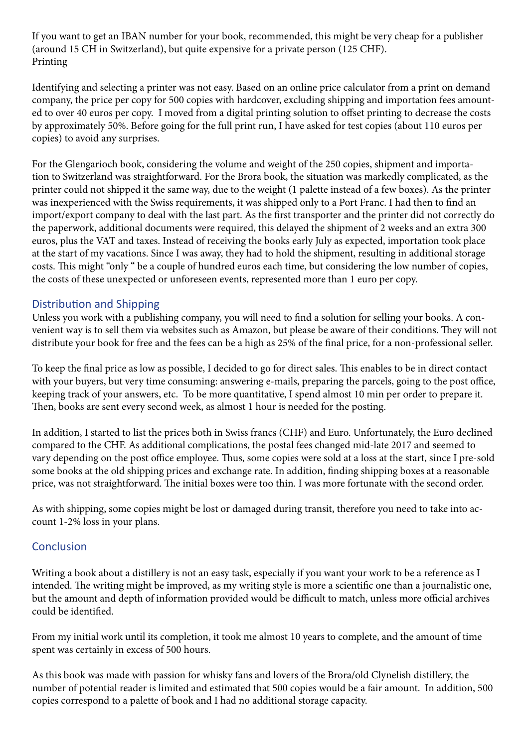If you want to get an IBAN number for your book, recommended, this might be very cheap for a publisher (around 15 CH in Switzerland), but quite expensive for a private person (125 CHF).
Printing

Identifying and selecting a printer was not easy. Based on an online price calculator from a print on demand company, the price per copy for 500 copies with hardcover, excluding shipping and importation fees amounted to over 40 euros per copy. I moved from a digital printing solution to offset printing to decrease the costs by approximately 50%. Before going for the full print run, I have asked for test copies (about 110 euros per copies) to avoid any surprises.

For the Glengarioch book, considering the volume and weight of the 250 copies, shipment and importation to Switzerland was straightforward. For the Brora book, the situation was markedly complicated, as the printer could not shipped it the same way, due to the weight (1 palette instead of a few boxes). As the printer was inexperienced with the Swiss requirements, it was shipped only to a Port Franc. I had then to find an import/export company to deal with the last part. As the first transporter and the printer did not correctly do the paperwork, additional documents were required, this delayed the shipment of 2 weeks and an extra 300 euros, plus the VAT and taxes. Instead of receiving the books early July as expected, importation took place at the start of my vacations. Since I was away, they had to hold the shipment, resulting in additional storage costs. This might "only " be a couple of hundred euros each time, but considering the low number of copies, the costs of these unexpected or unforeseen events, represented more than 1 euro per copy.

## Distribution and Shipping

Unless you work with a publishing company, you will need to find a solution for selling your books. A convenient way is to sell them via websites such as Amazon, but please be aware of their conditions. They will not distribute your book for free and the fees can be a high as 25% of the final price, for a non-professional seller.

To keep the final price as low as possible, I decided to go for direct sales. This enables to be in direct contact with your buyers, but very time consuming: answering e-mails, preparing the parcels, going to the post office, keeping track of your answers, etc. To be more quantitative, I spend almost 10 min per order to prepare it. Then, books are sent every second week, as almost 1 hour is needed for the posting.

In addition, I started to list the prices both in Swiss francs (CHF) and Euro. Unfortunately, the Euro declined compared to the CHF. As additional complications, the postal fees changed mid-late 2017 and seemed to vary depending on the post office employee. Thus, some copies were sold at a loss at the start, since I pre-sold some books at the old shipping prices and exchange rate. In addition, finding shipping boxes at a reasonable price, was not straightforward. The initial boxes were too thin. I was more fortunate with the second order.

As with shipping, some copies might be lost or damaged during transit, therefore you need to take into account 1-2% loss in your plans.

## Conclusion

Writing a book about a distillery is not an easy task, especially if you want your work to be a reference as I intended. The writing might be improved, as my writing style is more a scientific one than a journalistic one, but the amount and depth of information provided would be difficult to match, unless more official archives could be identified.

From my initial work until its completion, it took me almost 10 years to complete, and the amount of time spent was certainly in excess of 500 hours.

As this book was made with passion for whisky fans and lovers of the Brora/old Clynelish distillery, the number of potential reader is limited and estimated that 500 copies would be a fair amount. In addition, 500 copies correspond to a palette of book and I had no additional storage capacity.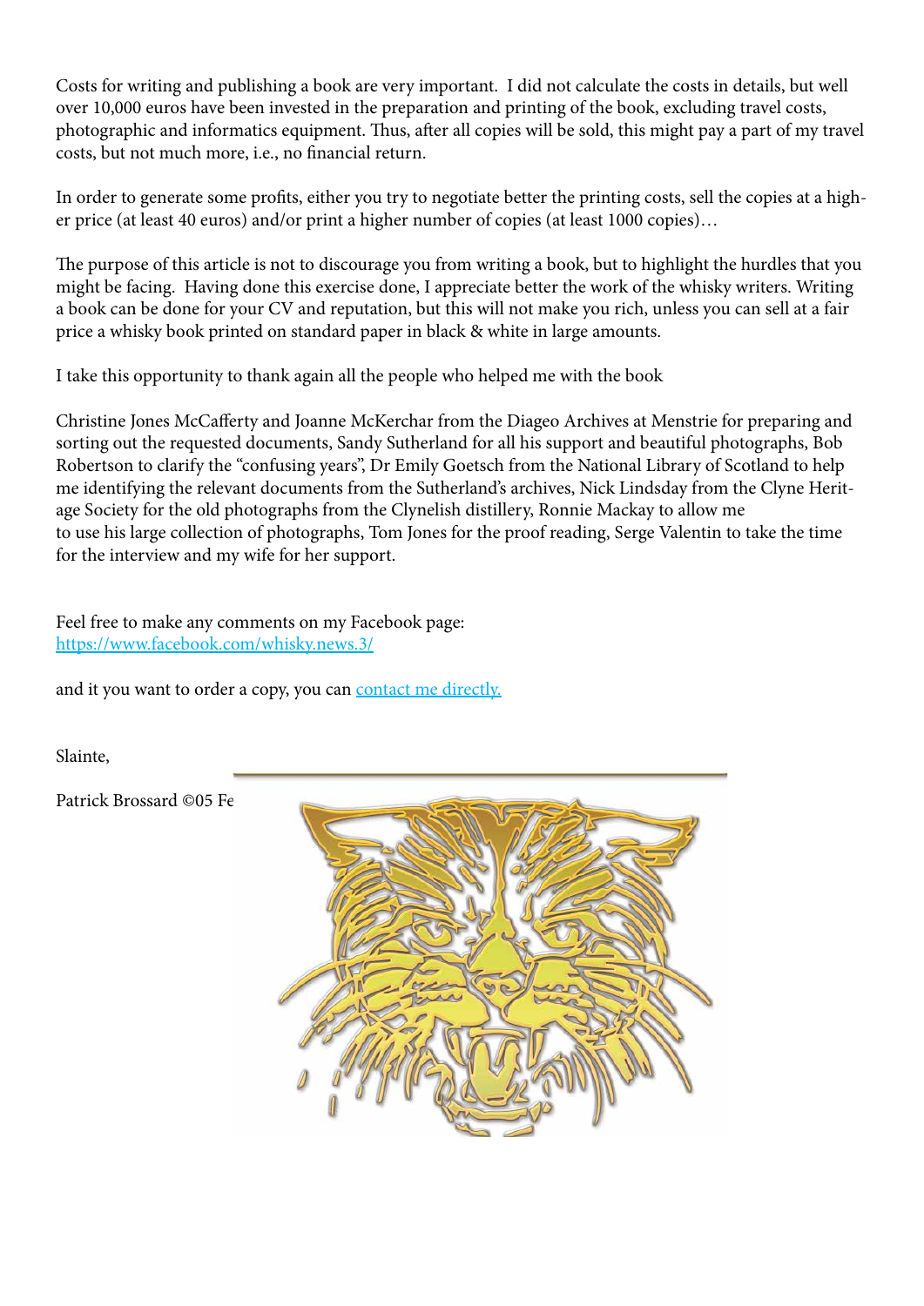Costs for writing and publishing a book are very important. I did not calculate the costs in details, but well over 10,000 euros have been invested in the preparation and printing of the book, excluding travel costs, photographic and informatics equipment. Thus, after all copies will be sold, this might pay a part of my travel costs, but not much more, i.e., no financial return.

In order to generate some profits, either you try to negotiate better the printing costs, sell the copies at a higher price (at least 40 euros) and/or print a higher number of copies (at least 1000 copies)…

The purpose of this article is not to discourage you from writing a book, but to highlight the hurdles that you might be facing. Having done this exercise done, I appreciate better the work of the whisky writers. Writing a book can be done for your CV and reputation, but this will not make you rich, unless you can sell at a fair price a whisky book printed on standard paper in black & white in large amounts.

I take this opportunity to thank again all the people who helped me with the book

Christine Jones McCafferty and Joanne McKerchar from the Diageo Archives at Menstrie for preparing and sorting out the requested documents, Sandy Sutherland for all his support and beautiful photographs, Bob Robertson to clarify the "confusing years", Dr Emily Goetsch from the National Library of Scotland to help me identifying the relevant documents from the Sutherland's archives, Nick Lindsday from the Clyne Heritage Society for the old photographs from the Clynelish distillery, Ronnie Mackay to allow me to use his large collection of photographs, Tom Jones for the proof reading, Serge Valentin to take the time for the interview and my wife for her support.

Feel free to make any comments on my Facebook page:
[https://www.facebook.com/whisky.news.3/](https://www.facebook.com/whisky.news.3/)

and it you want to order a copy, you can [contact me directly.]()

Slainte,

Patrick Brossard ©05 Fe